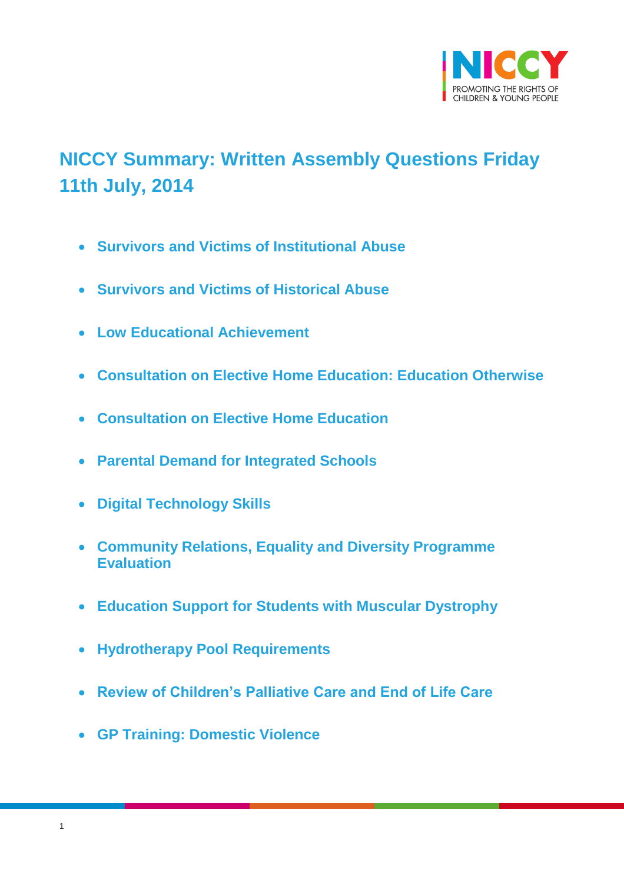# NICCY Summary: Written Assembly Questions Friday 11th July, 2014

- **Survivors and Victims of Institutional Abuse**
- **Survivors and Victims of Historical Abuse**
- **Low Educational Achievement**
- **Consultation on Elective Home Education: Education Otherwise**
- **Consultation on Elective Home Education**
- **Parental Demand for Integrated Schools**
- **Digital Technology Skills**
- **Community Relations, Equality and Diversity Programme Evaluation**
- **Education Support for Students with Muscular Dystrophy**
- **Hydrotherapy Pool Requirements**
- **Review of Children's Palliative Care and End of Life Care**
- **GP Training: Domestic Violence**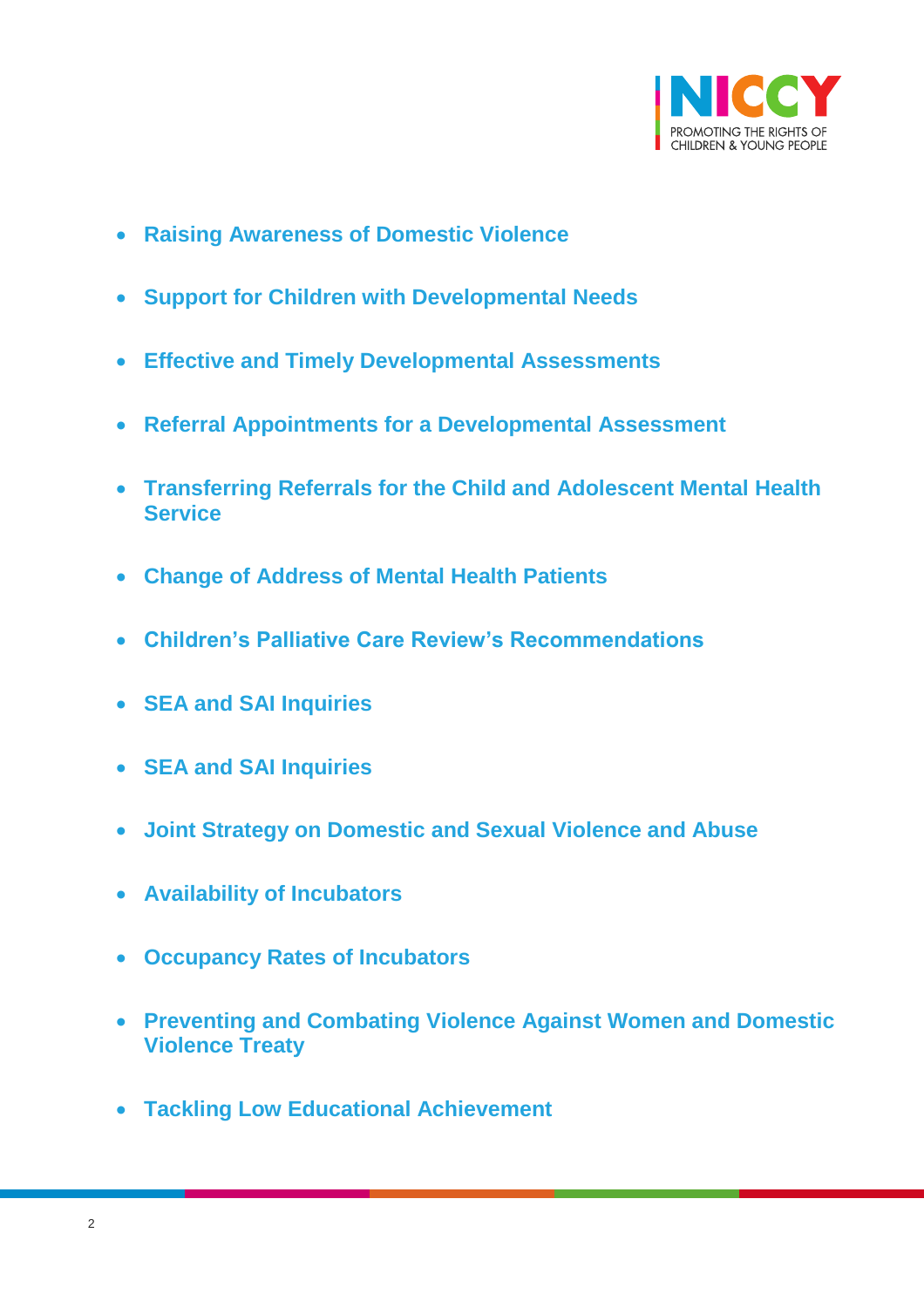- **Raising Awareness of Domestic Violence**
- **Support for Children with Developmental Needs**
- **Effective and Timely Developmental Assessments**
- **Referral Appointments for a Developmental Assessment**
- **Transferring Referrals for the Child and Adolescent Mental Health Service**
- **Change of Address of Mental Health Patients**
- **Children's Palliative Care Review's Recommendations**
- **SEA and SAI Inquiries**
- **SEA and SAI Inquiries**
- **Joint Strategy on Domestic and Sexual Violence and Abuse**
- **Availability of Incubators**
- **Occupancy Rates of Incubators**
- **Preventing and Combating Violence Against Women and Domestic Violence Treaty**
- **Tackling Low Educational Achievement**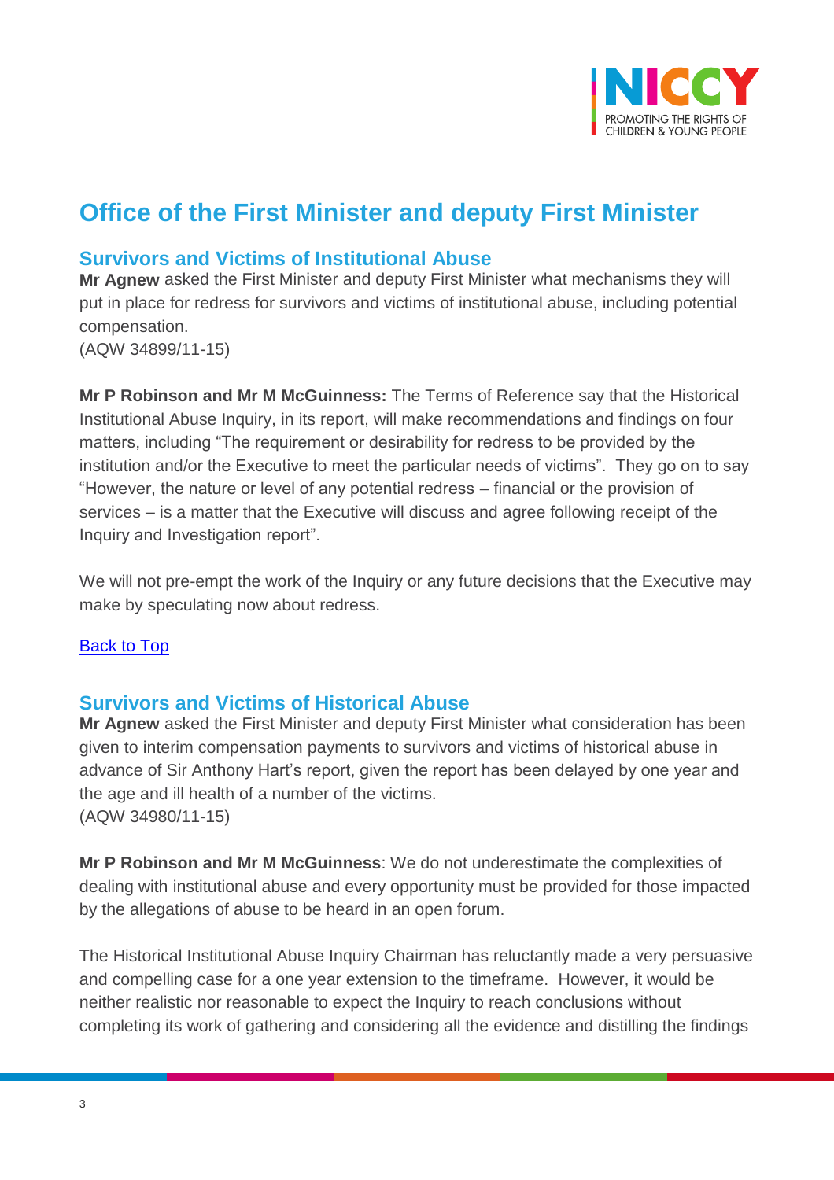# Office of the First Minister and deputy First Minister

## Survivors and Victims of Institutional Abuse

**Mr Agnew** asked the First Minister and deputy First Minister what mechanisms they will put in place for redress for survivors and victims of institutional abuse, including potential compensation.
(AQW 34899/11-15)

**Mr P Robinson and Mr M McGuinness:** The Terms of Reference say that the Historical Institutional Abuse Inquiry, in its report, will make recommendations and findings on four matters, including "The requirement or desirability for redress to be provided by the institution and/or the Executive to meet the particular needs of victims". They go on to say "However, the nature or level of any potential redress – financial or the provision of services – is a matter that the Executive will discuss and agree following receipt of the Inquiry and Investigation report".

We will not pre-empt the work of the Inquiry or any future decisions that the Executive may make by speculating now about redress.

Back to Top

## Survivors and Victims of Historical Abuse

**Mr Agnew** asked the First Minister and deputy First Minister what consideration has been given to interim compensation payments to survivors and victims of historical abuse in advance of Sir Anthony Hart's report, given the report has been delayed by one year and the age and ill health of a number of the victims.
(AQW 34980/11-15)

**Mr P Robinson and Mr M McGuinness**: We do not underestimate the complexities of dealing with institutional abuse and every opportunity must be provided for those impacted by the allegations of abuse to be heard in an open forum.

The Historical Institutional Abuse Inquiry Chairman has reluctantly made a very persuasive and compelling case for a one year extension to the timeframe. However, it would be neither realistic nor reasonable to expect the Inquiry to reach conclusions without completing its work of gathering and considering all the evidence and distilling the findings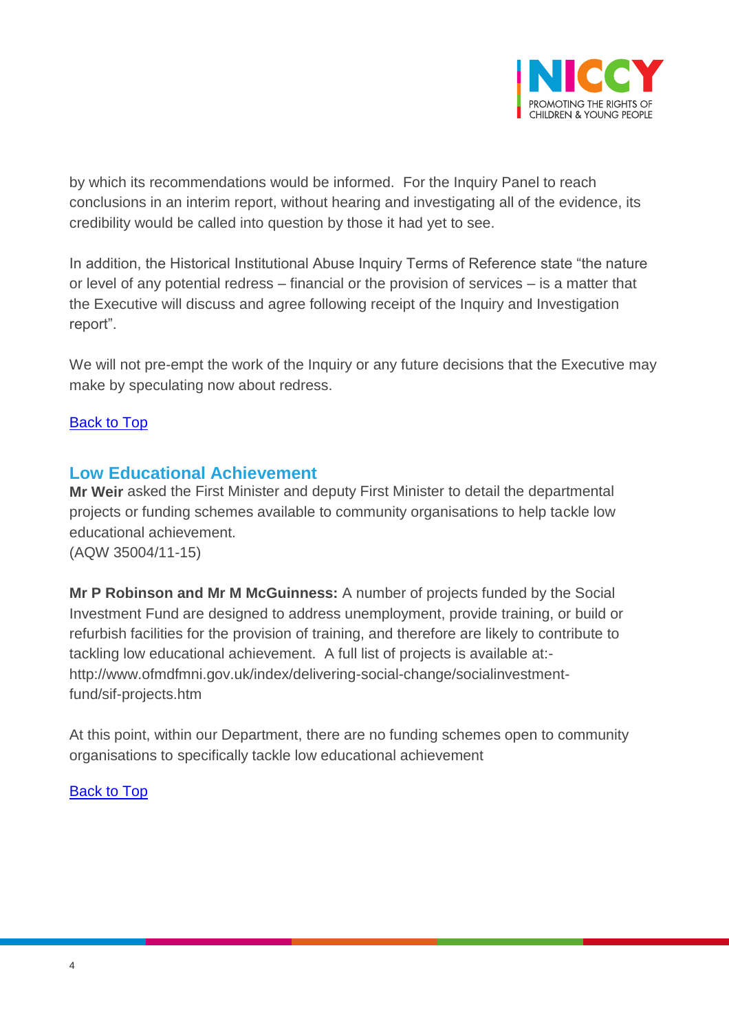by which its recommendations would be informed. For the Inquiry Panel to reach conclusions in an interim report, without hearing and investigating all of the evidence, its credibility would be called into question by those it had yet to see.

In addition, the Historical Institutional Abuse Inquiry Terms of Reference state "the nature or level of any potential redress – financial or the provision of services – is a matter that the Executive will discuss and agree following receipt of the Inquiry and Investigation report".

We will not pre-empt the work of the Inquiry or any future decisions that the Executive may make by speculating now about redress.

Back to Top

## Low Educational Achievement

**Mr Weir** asked the First Minister and deputy First Minister to detail the departmental projects or funding schemes available to community organisations to help tackle low educational achievement.
(AQW 35004/11-15)

**Mr P Robinson and Mr M McGuinness:** A number of projects funded by the Social Investment Fund are designed to address unemployment, provide training, or build or refurbish facilities for the provision of training, and therefore are likely to contribute to tackling low educational achievement. A full list of projects is available at:- http://www.ofmdfmni.gov.uk/index/delivering-social-change/socialinvestment-fund/sif-projects.htm

At this point, within our Department, there are no funding schemes open to community organisations to specifically tackle low educational achievement

Back to Top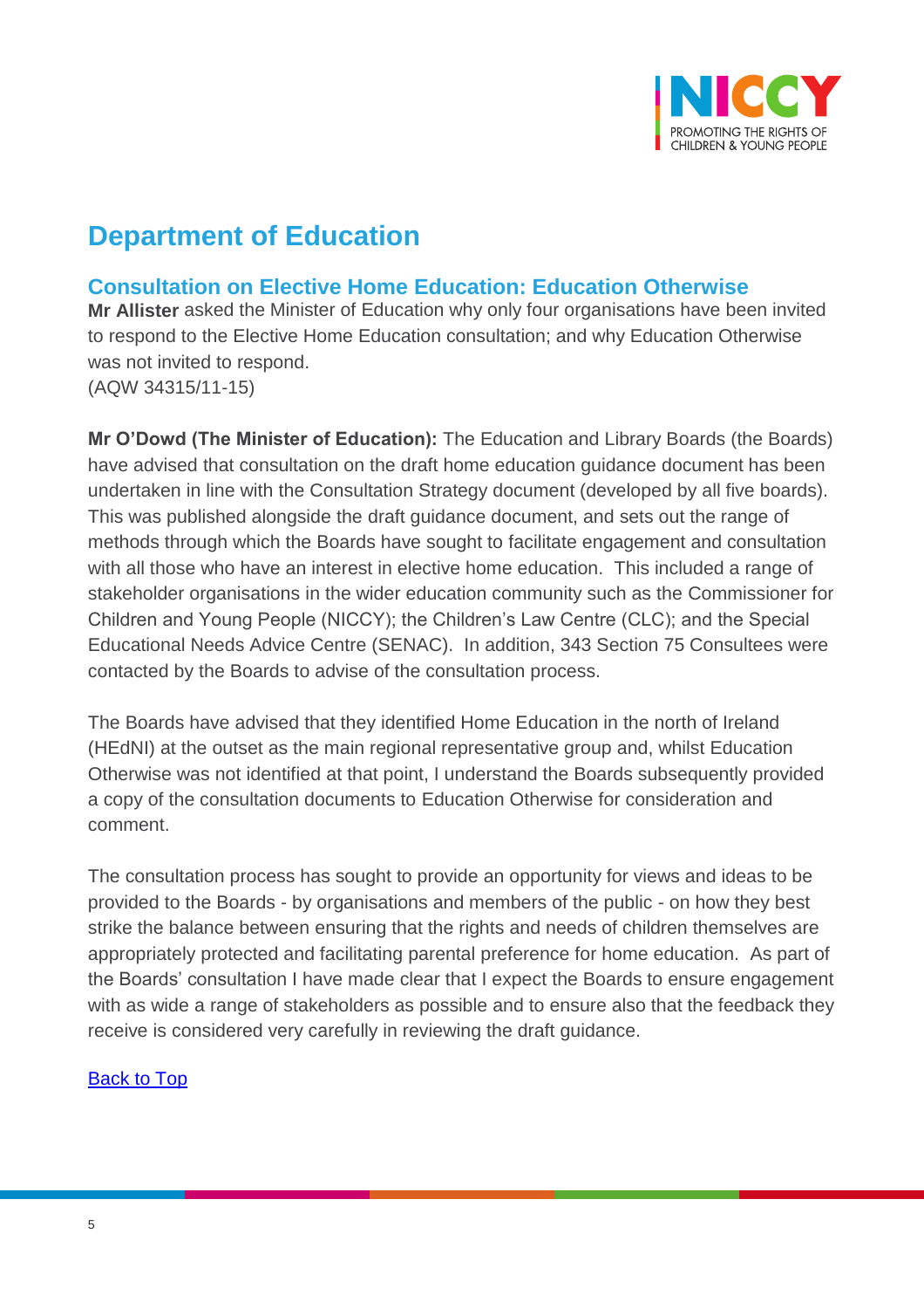## Department of Education

### Consultation on Elective Home Education: Education Otherwise

**Mr Allister** asked the Minister of Education why only four organisations have been invited to respond to the Elective Home Education consultation; and why Education Otherwise was not invited to respond.
(AQW 34315/11-15)

**Mr O'Dowd (The Minister of Education):** The Education and Library Boards (the Boards) have advised that consultation on the draft home education guidance document has been undertaken in line with the Consultation Strategy document (developed by all five boards). This was published alongside the draft guidance document, and sets out the range of methods through which the Boards have sought to facilitate engagement and consultation with all those who have an interest in elective home education. This included a range of stakeholder organisations in the wider education community such as the Commissioner for Children and Young People (NICCY); the Children's Law Centre (CLC); and the Special Educational Needs Advice Centre (SENAC). In addition, 343 Section 75 Consultees were contacted by the Boards to advise of the consultation process.

The Boards have advised that they identified Home Education in the north of Ireland (HEdNI) at the outset as the main regional representative group and, whilst Education Otherwise was not identified at that point, I understand the Boards subsequently provided a copy of the consultation documents to Education Otherwise for consideration and comment.

The consultation process has sought to provide an opportunity for views and ideas to be provided to the Boards - by organisations and members of the public - on how they best strike the balance between ensuring that the rights and needs of children themselves are appropriately protected and facilitating parental preference for home education. As part of the Boards' consultation I have made clear that I expect the Boards to ensure engagement with as wide a range of stakeholders as possible and to ensure also that the feedback they receive is considered very carefully in reviewing the draft guidance.

Back to Top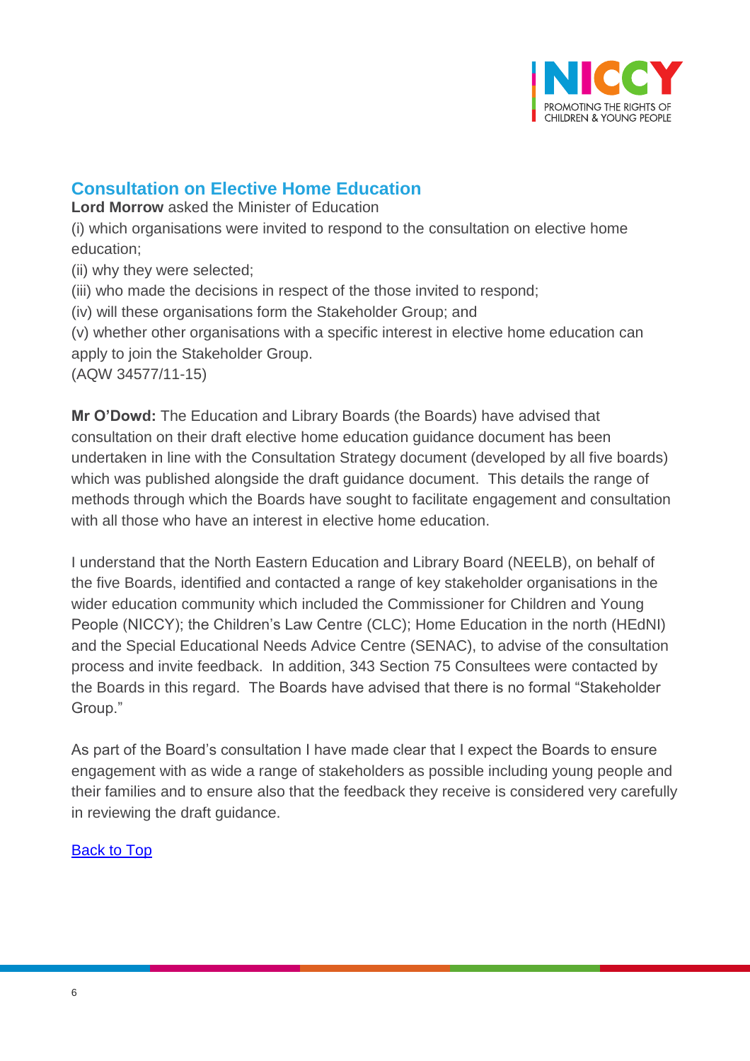## Consultation on Elective Home Education

**Lord Morrow** asked the Minister of Education

(i) which organisations were invited to respond to the consultation on elective home education;

(ii) why they were selected;

(iii) who made the decisions in respect of the those invited to respond;

(iv) will these organisations form the Stakeholder Group; and

(v) whether other organisations with a specific interest in elective home education can apply to join the Stakeholder Group.

(AQW 34577/11-15)

**Mr O'Dowd:** The Education and Library Boards (the Boards) have advised that consultation on their draft elective home education guidance document has been undertaken in line with the Consultation Strategy document (developed by all five boards) which was published alongside the draft guidance document. This details the range of methods through which the Boards have sought to facilitate engagement and consultation with all those who have an interest in elective home education.

I understand that the North Eastern Education and Library Board (NEELB), on behalf of the five Boards, identified and contacted a range of key stakeholder organisations in the wider education community which included the Commissioner for Children and Young People (NICCY); the Children's Law Centre (CLC); Home Education in the north (HEdNI) and the Special Educational Needs Advice Centre (SENAC), to advise of the consultation process and invite feedback. In addition, 343 Section 75 Consultees were contacted by the Boards in this regard. The Boards have advised that there is no formal "Stakeholder Group."

As part of the Board's consultation I have made clear that I expect the Boards to ensure engagement with as wide a range of stakeholders as possible including young people and their families and to ensure also that the feedback they receive is considered very carefully in reviewing the draft guidance.

Back to Top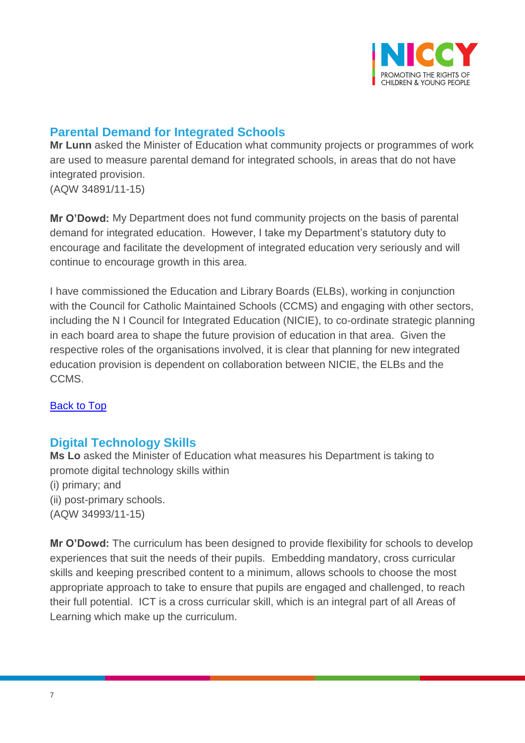## Parental Demand for Integrated Schools

**Mr Lunn** asked the Minister of Education what community projects or programmes of work are used to measure parental demand for integrated schools, in areas that do not have integrated provision.
(AQW 34891/11-15)

**Mr O'Dowd:** My Department does not fund community projects on the basis of parental demand for integrated education. However, I take my Department's statutory duty to encourage and facilitate the development of integrated education very seriously and will continue to encourage growth in this area.

I have commissioned the Education and Library Boards (ELBs), working in conjunction with the Council for Catholic Maintained Schools (CCMS) and engaging with other sectors, including the N I Council for Integrated Education (NICIE), to co-ordinate strategic planning in each board area to shape the future provision of education in that area. Given the respective roles of the organisations involved, it is clear that planning for new integrated education provision is dependent on collaboration between NICIE, the ELBs and the CCMS.

Back to Top

## Digital Technology Skills

**Ms Lo** asked the Minister of Education what measures his Department is taking to promote digital technology skills within
(i) primary; and
(ii) post-primary schools.
(AQW 34993/11-15)

**Mr O'Dowd:** The curriculum has been designed to provide flexibility for schools to develop experiences that suit the needs of their pupils. Embedding mandatory, cross curricular skills and keeping prescribed content to a minimum, allows schools to choose the most appropriate approach to take to ensure that pupils are engaged and challenged, to reach their full potential. ICT is a cross curricular skill, which is an integral part of all Areas of Learning which make up the curriculum.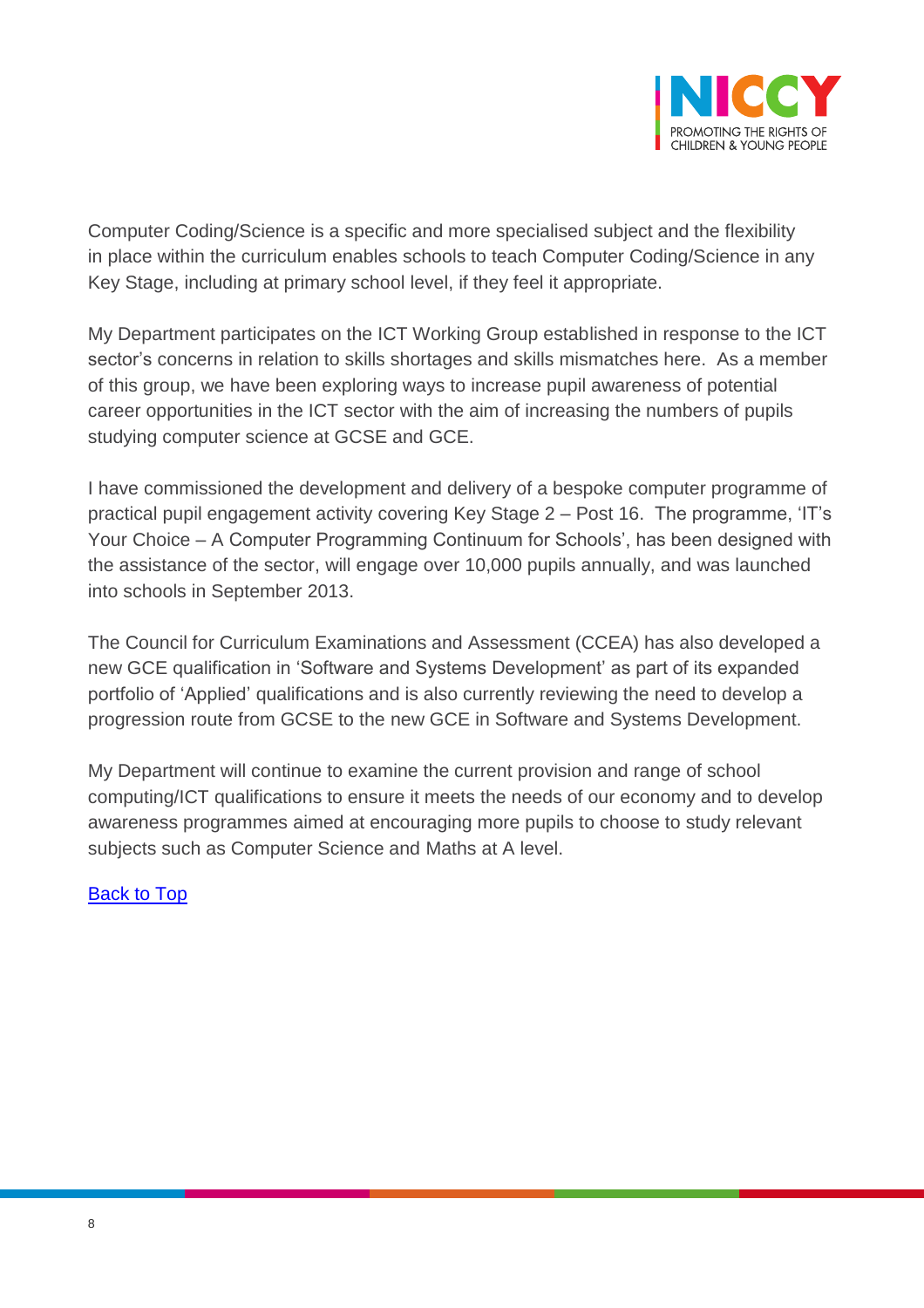Computer Coding/Science is a specific and more specialised subject and the flexibility in place within the curriculum enables schools to teach Computer Coding/Science in any Key Stage, including at primary school level, if they feel it appropriate.

My Department participates on the ICT Working Group established in response to the ICT sector's concerns in relation to skills shortages and skills mismatches here. As a member of this group, we have been exploring ways to increase pupil awareness of potential career opportunities in the ICT sector with the aim of increasing the numbers of pupils studying computer science at GCSE and GCE.

I have commissioned the development and delivery of a bespoke computer programme of practical pupil engagement activity covering Key Stage 2 – Post 16. The programme, 'IT's Your Choice – A Computer Programming Continuum for Schools', has been designed with the assistance of the sector, will engage over 10,000 pupils annually, and was launched into schools in September 2013.

The Council for Curriculum Examinations and Assessment (CCEA) has also developed a new GCE qualification in 'Software and Systems Development' as part of its expanded portfolio of 'Applied' qualifications and is also currently reviewing the need to develop a progression route from GCSE to the new GCE in Software and Systems Development.

My Department will continue to examine the current provision and range of school computing/ICT qualifications to ensure it meets the needs of our economy and to develop awareness programmes aimed at encouraging more pupils to choose to study relevant subjects such as Computer Science and Maths at A level.

Back to Top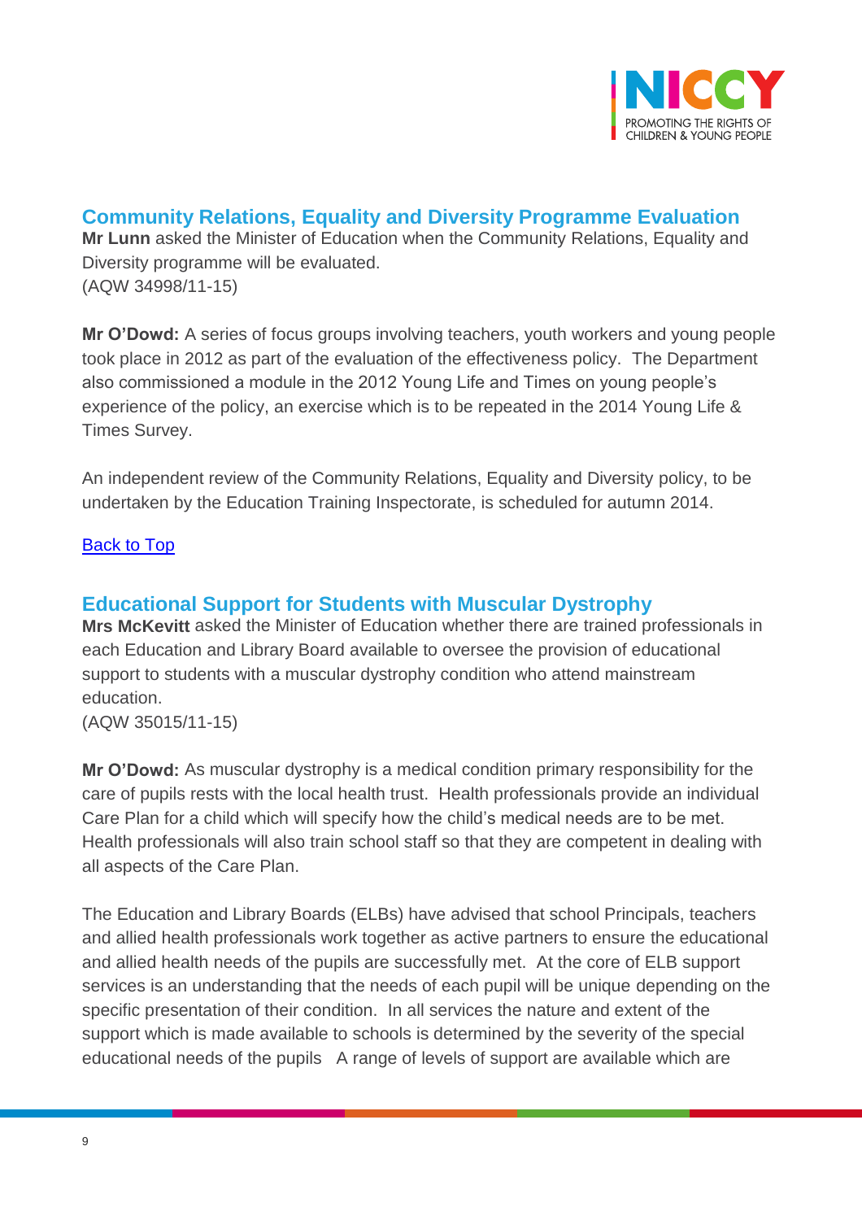## Community Relations, Equality and Diversity Programme Evaluation

**Mr Lunn** asked the Minister of Education when the Community Relations, Equality and Diversity programme will be evaluated.
(AQW 34998/11-15)

**Mr O'Dowd:** A series of focus groups involving teachers, youth workers and young people took place in 2012 as part of the evaluation of the effectiveness policy. The Department also commissioned a module in the 2012 Young Life and Times on young people's experience of the policy, an exercise which is to be repeated in the 2014 Young Life & Times Survey.

An independent review of the Community Relations, Equality and Diversity policy, to be undertaken by the Education Training Inspectorate, is scheduled for autumn 2014.

Back to Top

## Educational Support for Students with Muscular Dystrophy

**Mrs McKevitt** asked the Minister of Education whether there are trained professionals in each Education and Library Board available to oversee the provision of educational support to students with a muscular dystrophy condition who attend mainstream education.
(AQW 35015/11-15)

**Mr O'Dowd:** As muscular dystrophy is a medical condition primary responsibility for the care of pupils rests with the local health trust. Health professionals provide an individual Care Plan for a child which will specify how the child's medical needs are to be met. Health professionals will also train school staff so that they are competent in dealing with all aspects of the Care Plan.

The Education and Library Boards (ELBs) have advised that school Principals, teachers and allied health professionals work together as active partners to ensure the educational and allied health needs of the pupils are successfully met. At the core of ELB support services is an understanding that the needs of each pupil will be unique depending on the specific presentation of their condition. In all services the nature and extent of the support which is made available to schools is determined by the severity of the special educational needs of the pupils A range of levels of support are available which are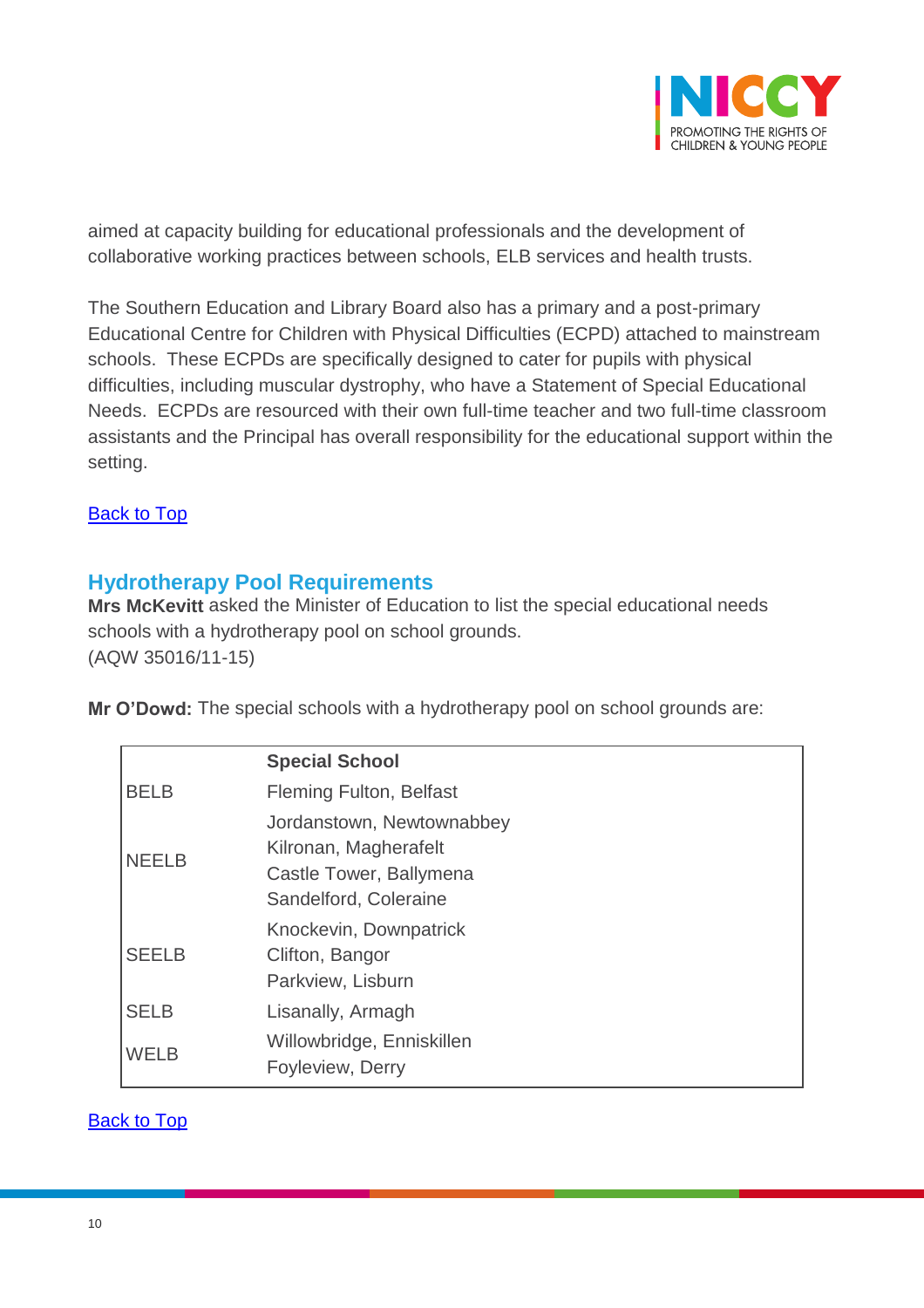aimed at capacity building for educational professionals and the development of collaborative working practices between schools, ELB services and health trusts.

The Southern Education and Library Board also has a primary and a post-primary Educational Centre for Children with Physical Difficulties (ECPD) attached to mainstream schools. These ECPDs are specifically designed to cater for pupils with physical difficulties, including muscular dystrophy, who have a Statement of Special Educational Needs. ECPDs are resourced with their own full-time teacher and two full-time classroom assistants and the Principal has overall responsibility for the educational support within the setting.

Back to Top

## Hydrotherapy Pool Requirements

**Mrs McKevitt** asked the Minister of Education to list the special educational needs schools with a hydrotherapy pool on school grounds.
(AQW 35016/11-15)

**Mr O'Dowd:** The special schools with a hydrotherapy pool on school grounds are:

| | **Special School** |
|---|---|
| BELB | Fleming Fulton, Belfast |
| NEELB | Jordanstown, Newtownabbey<br>Kilronan, Magherafelt<br>Castle Tower, Ballymena<br>Sandelford, Coleraine |
| SEELB | Knockevin, Downpatrick<br>Clifton, Bangor<br>Parkview, Lisburn |
| SELB | Lisanally, Armagh |
| WELB | Willowbridge, Enniskillen<br>Foyleview, Derry |

Back to Top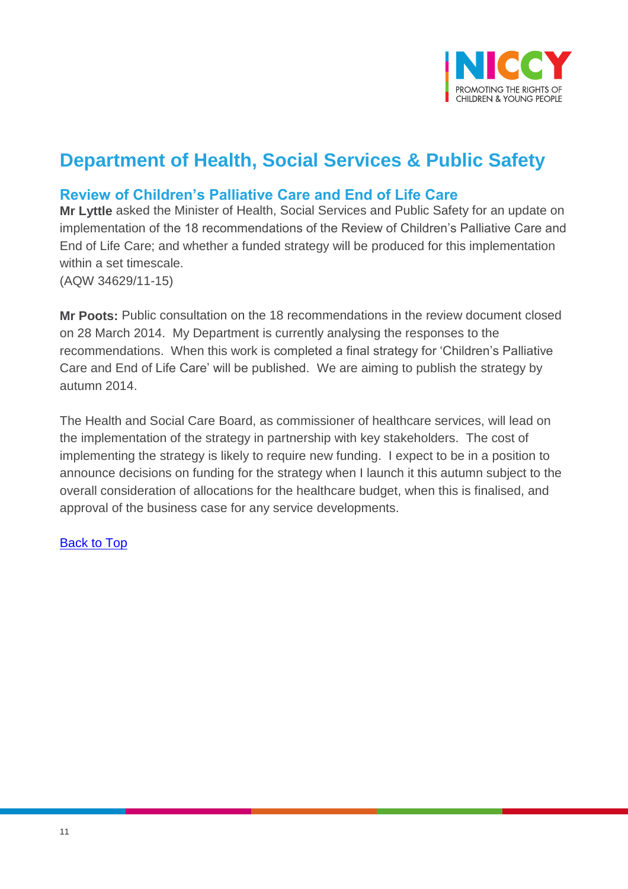## Department of Health, Social Services & Public Safety

### Review of Children's Palliative Care and End of Life Care

**Mr Lyttle** asked the Minister of Health, Social Services and Public Safety for an update on implementation of the 18 recommendations of the Review of Children's Palliative Care and End of Life Care; and whether a funded strategy will be produced for this implementation within a set timescale.
(AQW 34629/11-15)

**Mr Poots:** Public consultation on the 18 recommendations in the review document closed on 28 March 2014. My Department is currently analysing the responses to the recommendations. When this work is completed a final strategy for 'Children's Palliative Care and End of Life Care' will be published. We are aiming to publish the strategy by autumn 2014.

The Health and Social Care Board, as commissioner of healthcare services, will lead on the implementation of the strategy in partnership with key stakeholders. The cost of implementing the strategy is likely to require new funding. I expect to be in a position to announce decisions on funding for the strategy when I launch it this autumn subject to the overall consideration of allocations for the healthcare budget, when this is finalised, and approval of the business case for any service developments.

Back to Top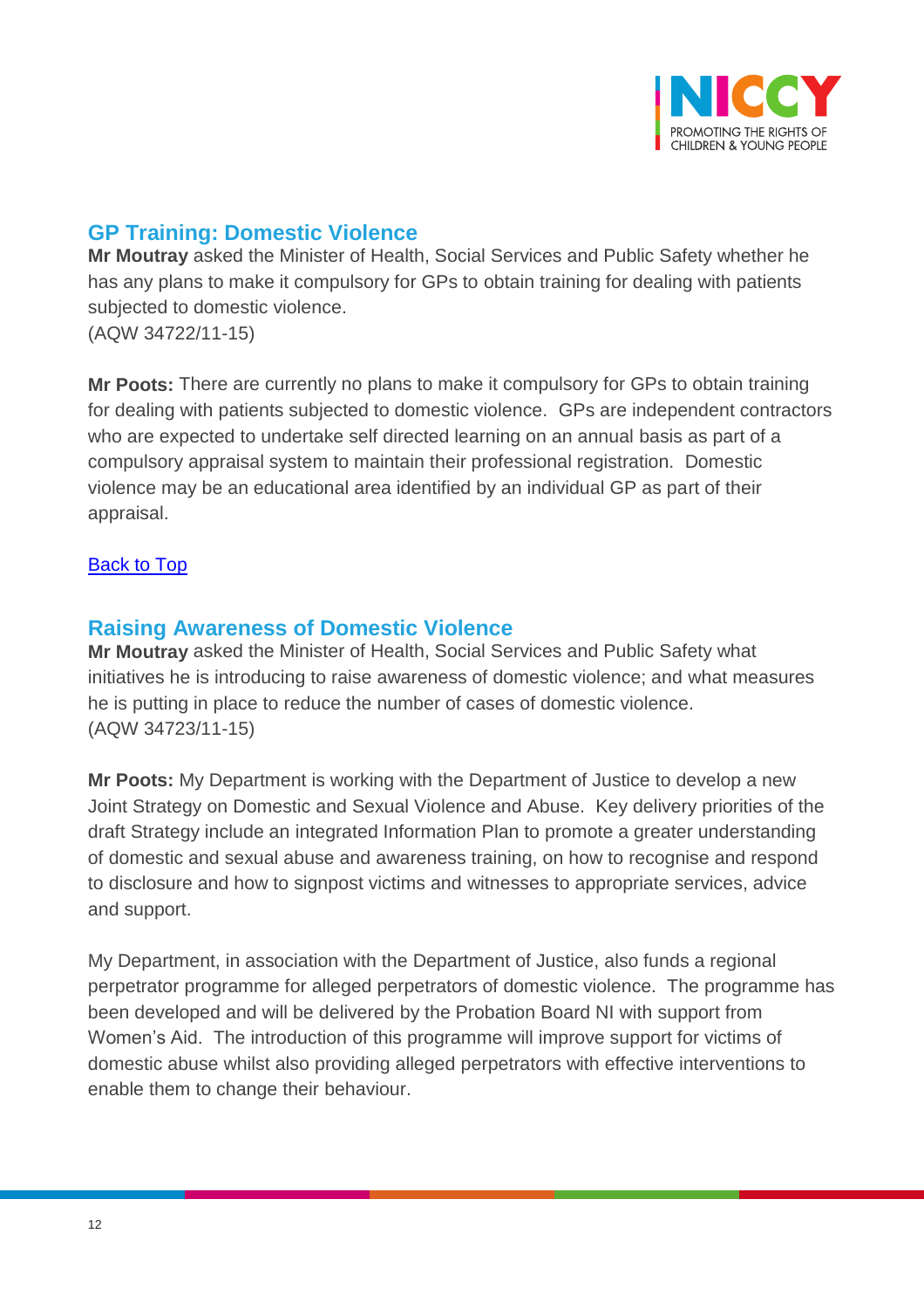## GP Training: Domestic Violence

**Mr Moutray** asked the Minister of Health, Social Services and Public Safety whether he has any plans to make it compulsory for GPs to obtain training for dealing with patients subjected to domestic violence.
(AQW 34722/11-15)

**Mr Poots:** There are currently no plans to make it compulsory for GPs to obtain training for dealing with patients subjected to domestic violence. GPs are independent contractors who are expected to undertake self directed learning on an annual basis as part of a compulsory appraisal system to maintain their professional registration. Domestic violence may be an educational area identified by an individual GP as part of their appraisal.

Back to Top

## Raising Awareness of Domestic Violence

**Mr Moutray** asked the Minister of Health, Social Services and Public Safety what initiatives he is introducing to raise awareness of domestic violence; and what measures he is putting in place to reduce the number of cases of domestic violence.
(AQW 34723/11-15)

**Mr Poots:** My Department is working with the Department of Justice to develop a new Joint Strategy on Domestic and Sexual Violence and Abuse. Key delivery priorities of the draft Strategy include an integrated Information Plan to promote a greater understanding of domestic and sexual abuse and awareness training, on how to recognise and respond to disclosure and how to signpost victims and witnesses to appropriate services, advice and support.

My Department, in association with the Department of Justice, also funds a regional perpetrator programme for alleged perpetrators of domestic violence. The programme has been developed and will be delivered by the Probation Board NI with support from Women's Aid. The introduction of this programme will improve support for victims of domestic abuse whilst also providing alleged perpetrators with effective interventions to enable them to change their behaviour.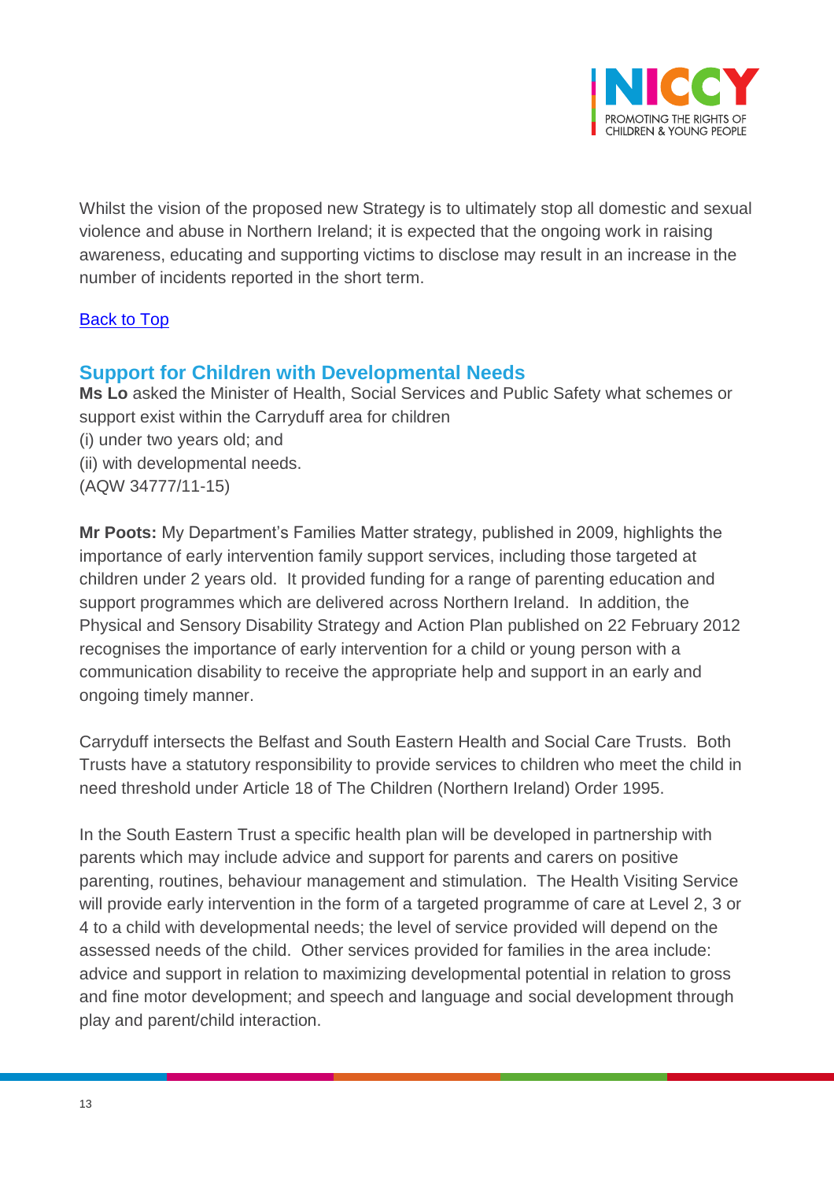Whilst the vision of the proposed new Strategy is to ultimately stop all domestic and sexual violence and abuse in Northern Ireland; it is expected that the ongoing work in raising awareness, educating and supporting victims to disclose may result in an increase in the number of incidents reported in the short term.

[Back to Top]

## Support for Children with Developmental Needs

**Ms Lo** asked the Minister of Health, Social Services and Public Safety what schemes or support exist within the Carryduff area for children
(i) under two years old; and
(ii) with developmental needs.
(AQW 34777/11-15)

**Mr Poots:** My Department's Families Matter strategy, published in 2009, highlights the importance of early intervention family support services, including those targeted at children under 2 years old. It provided funding for a range of parenting education and support programmes which are delivered across Northern Ireland. In addition, the Physical and Sensory Disability Strategy and Action Plan published on 22 February 2012 recognises the importance of early intervention for a child or young person with a communication disability to receive the appropriate help and support in an early and ongoing timely manner.

Carryduff intersects the Belfast and South Eastern Health and Social Care Trusts. Both Trusts have a statutory responsibility to provide services to children who meet the child in need threshold under Article 18 of The Children (Northern Ireland) Order 1995.

In the South Eastern Trust a specific health plan will be developed in partnership with parents which may include advice and support for parents and carers on positive parenting, routines, behaviour management and stimulation. The Health Visiting Service will provide early intervention in the form of a targeted programme of care at Level 2, 3 or 4 to a child with developmental needs; the level of service provided will depend on the assessed needs of the child. Other services provided for families in the area include: advice and support in relation to maximizing developmental potential in relation to gross and fine motor development; and speech and language and social development through play and parent/child interaction.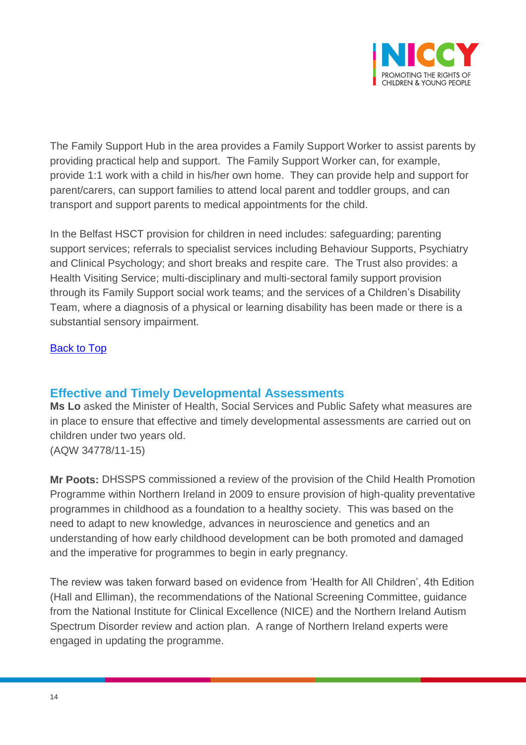The Family Support Hub in the area provides a Family Support Worker to assist parents by providing practical help and support. The Family Support Worker can, for example, provide 1:1 work with a child in his/her own home. They can provide help and support for parent/carers, can support families to attend local parent and toddler groups, and can transport and support parents to medical appointments for the child.

In the Belfast HSCT provision for children in need includes: safeguarding; parenting support services; referrals to specialist services including Behaviour Supports, Psychiatry and Clinical Psychology; and short breaks and respite care. The Trust also provides: a Health Visiting Service; multi-disciplinary and multi-sectoral family support provision through its Family Support social work teams; and the services of a Children's Disability Team, where a diagnosis of a physical or learning disability has been made or there is a substantial sensory impairment.

[Back to Top]

## Effective and Timely Developmental Assessments

**Ms Lo** asked the Minister of Health, Social Services and Public Safety what measures are in place to ensure that effective and timely developmental assessments are carried out on children under two years old.
(AQW 34778/11-15)

**Mr Poots:** DHSSPS commissioned a review of the provision of the Child Health Promotion Programme within Northern Ireland in 2009 to ensure provision of high-quality preventative programmes in childhood as a foundation to a healthy society. This was based on the need to adapt to new knowledge, advances in neuroscience and genetics and an understanding of how early childhood development can be both promoted and damaged and the imperative for programmes to begin in early pregnancy.

The review was taken forward based on evidence from 'Health for All Children', 4th Edition (Hall and Elliman), the recommendations of the National Screening Committee, guidance from the National Institute for Clinical Excellence (NICE) and the Northern Ireland Autism Spectrum Disorder review and action plan. A range of Northern Ireland experts were engaged in updating the programme.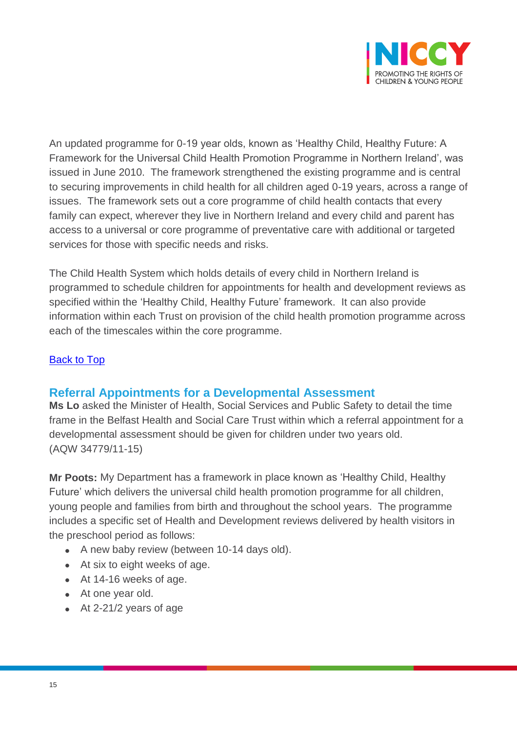An updated programme for 0-19 year olds, known as 'Healthy Child, Healthy Future: A Framework for the Universal Child Health Promotion Programme in Northern Ireland', was issued in June 2010. The framework strengthened the existing programme and is central to securing improvements in child health for all children aged 0-19 years, across a range of issues. The framework sets out a core programme of child health contacts that every family can expect, wherever they live in Northern Ireland and every child and parent has access to a universal or core programme of preventative care with additional or targeted services for those with specific needs and risks.

The Child Health System which holds details of every child in Northern Ireland is programmed to schedule children for appointments for health and development reviews as specified within the 'Healthy Child, Healthy Future' framework. It can also provide information within each Trust on provision of the child health promotion programme across each of the timescales within the core programme.

[Back to Top]

## Referral Appointments for a Developmental Assessment

**Ms Lo** asked the Minister of Health, Social Services and Public Safety to detail the time frame in the Belfast Health and Social Care Trust within which a referral appointment for a developmental assessment should be given for children under two years old. (AQW 34779/11-15)

**Mr Poots:** My Department has a framework in place known as 'Healthy Child, Healthy Future' which delivers the universal child health promotion programme for all children, young people and families from birth and throughout the school years. The programme includes a specific set of Health and Development reviews delivered by health visitors in the preschool period as follows:

- A new baby review (between 10-14 days old).
- At six to eight weeks of age.
- At 14-16 weeks of age.
- At one year old.
- At 2-21/2 years of age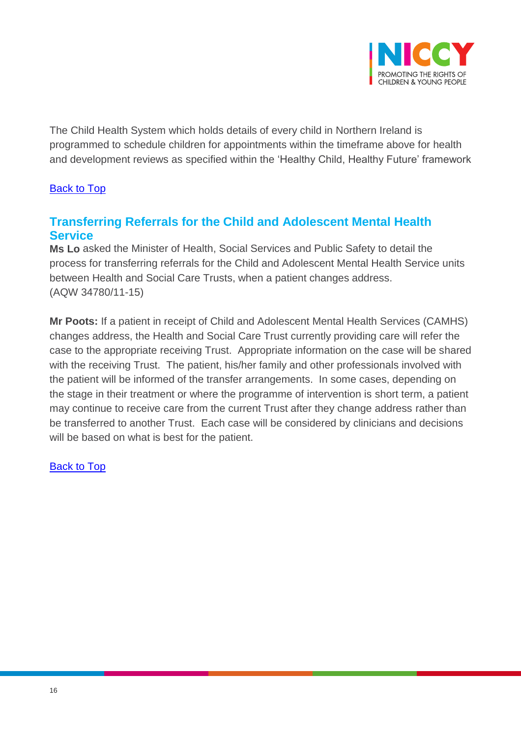The Child Health System which holds details of every child in Northern Ireland is programmed to schedule children for appointments within the timeframe above for health and development reviews as specified within the 'Healthy Child, Healthy Future' framework

[Back to Top]

## Transferring Referrals for the Child and Adolescent Mental Health Service

**Ms Lo** asked the Minister of Health, Social Services and Public Safety to detail the process for transferring referrals for the Child and Adolescent Mental Health Service units between Health and Social Care Trusts, when a patient changes address.
(AQW 34780/11-15)

**Mr Poots:** If a patient in receipt of Child and Adolescent Mental Health Services (CAMHS) changes address, the Health and Social Care Trust currently providing care will refer the case to the appropriate receiving Trust. Appropriate information on the case will be shared with the receiving Trust. The patient, his/her family and other professionals involved with the patient will be informed of the transfer arrangements. In some cases, depending on the stage in their treatment or where the programme of intervention is short term, a patient may continue to receive care from the current Trust after they change address rather than be transferred to another Trust. Each case will be considered by clinicians and decisions will be based on what is best for the patient.

[Back to Top]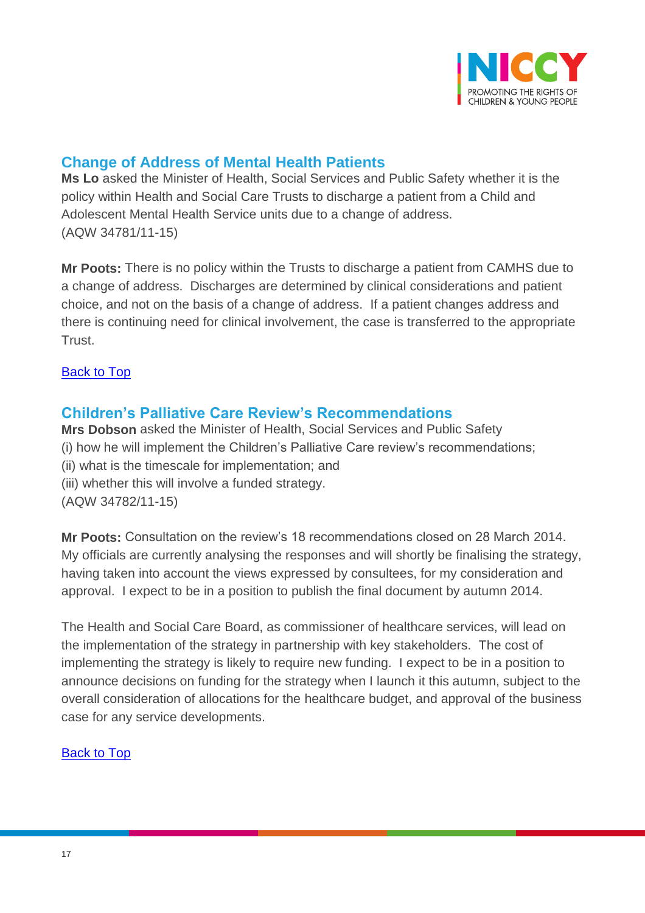## Change of Address of Mental Health Patients

**Ms Lo** asked the Minister of Health, Social Services and Public Safety whether it is the policy within Health and Social Care Trusts to discharge a patient from a Child and Adolescent Mental Health Service units due to a change of address.
(AQW 34781/11-15)

**Mr Poots:** There is no policy within the Trusts to discharge a patient from CAMHS due to a change of address. Discharges are determined by clinical considerations and patient choice, and not on the basis of a change of address. If a patient changes address and there is continuing need for clinical involvement, the case is transferred to the appropriate Trust.

Back to Top

## Children's Palliative Care Review's Recommendations

**Mrs Dobson** asked the Minister of Health, Social Services and Public Safety
(i) how he will implement the Children's Palliative Care review's recommendations;
(ii) what is the timescale for implementation; and
(iii) whether this will involve a funded strategy.
(AQW 34782/11-15)

**Mr Poots:** Consultation on the review's 18 recommendations closed on 28 March 2014. My officials are currently analysing the responses and will shortly be finalising the strategy, having taken into account the views expressed by consultees, for my consideration and approval. I expect to be in a position to publish the final document by autumn 2014.

The Health and Social Care Board, as commissioner of healthcare services, will lead on the implementation of the strategy in partnership with key stakeholders. The cost of implementing the strategy is likely to require new funding. I expect to be in a position to announce decisions on funding for the strategy when I launch it this autumn, subject to the overall consideration of allocations for the healthcare budget, and approval of the business case for any service developments.

Back to Top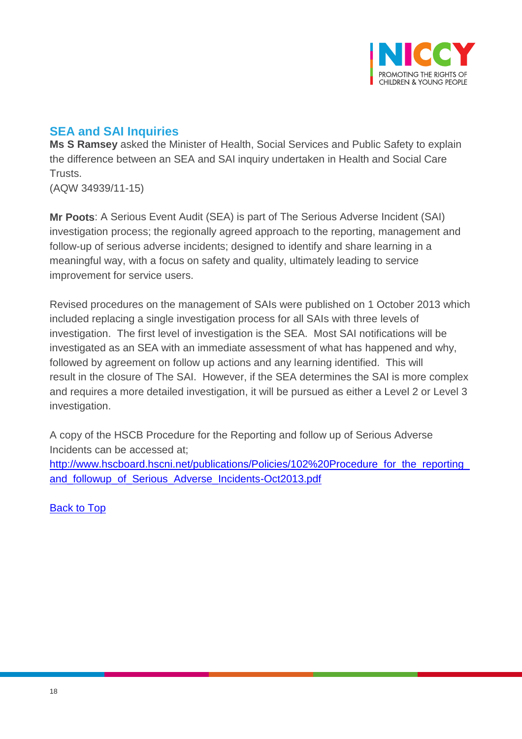## SEA and SAI Inquiries

**Ms S Ramsey** asked the Minister of Health, Social Services and Public Safety to explain the difference between an SEA and SAI inquiry undertaken in Health and Social Care Trusts.
(AQW 34939/11-15)

**Mr Poots**: A Serious Event Audit (SEA) is part of The Serious Adverse Incident (SAI) investigation process; the regionally agreed approach to the reporting, management and follow-up of serious adverse incidents; designed to identify and share learning in a meaningful way, with a focus on safety and quality, ultimately leading to service improvement for service users.

Revised procedures on the management of SAIs were published on 1 October 2013 which included replacing a single investigation process for all SAIs with three levels of investigation. The first level of investigation is the SEA. Most SAI notifications will be investigated as an SEA with an immediate assessment of what has happened and why, followed by agreement on follow up actions and any learning identified. This will result in the closure of The SAI. However, if the SEA determines the SAI is more complex and requires a more detailed investigation, it will be pursued as either a Level 2 or Level 3 investigation.

A copy of the HSCB Procedure for the Reporting and follow up of Serious Adverse Incidents can be accessed at;
[http://www.hscboard.hscni.net/publications/Policies/102%20Procedure_for_the_reporting_and_followup_of_Serious_Adverse_Incidents-Oct2013.pdf](http://www.hscboard.hscni.net/publications/Policies/102%20Procedure_for_the_reporting_and_followup_of_Serious_Adverse_Incidents-Oct2013.pdf)

Back to Top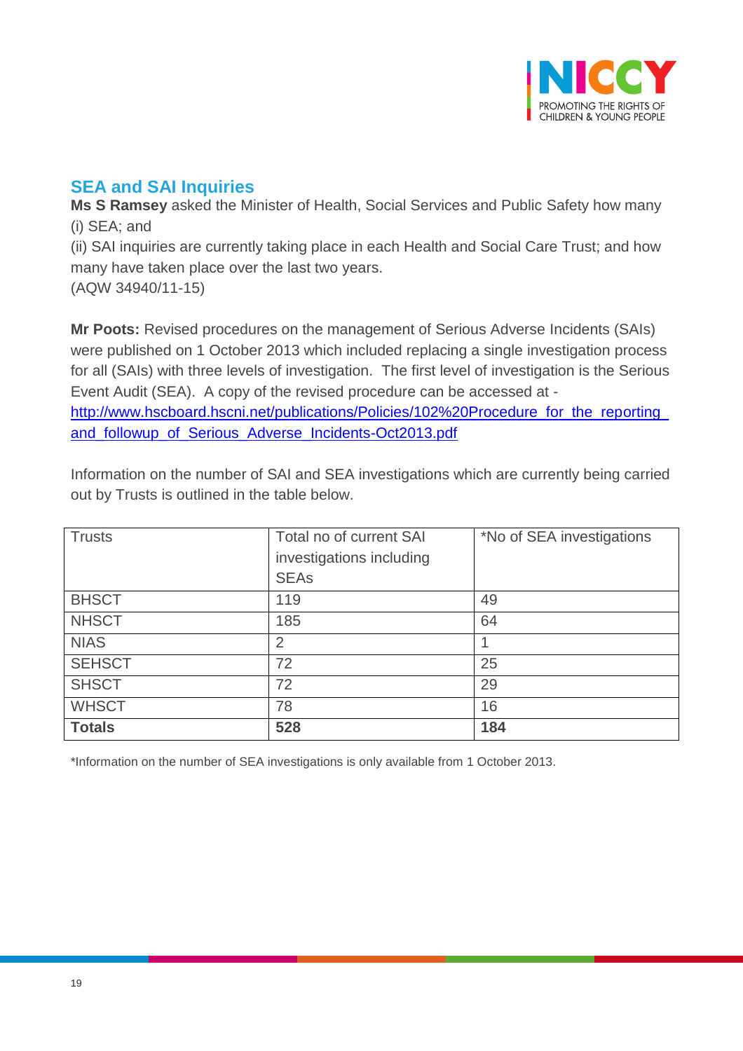## SEA and SAI Inquiries

**Ms S Ramsey** asked the Minister of Health, Social Services and Public Safety how many
(i) SEA; and
(ii) SAI inquiries are currently taking place in each Health and Social Care Trust; and how many have taken place over the last two years.
(AQW 34940/11-15)

**Mr Poots:** Revised procedures on the management of Serious Adverse Incidents (SAIs) were published on 1 October 2013 which included replacing a single investigation process for all (SAIs) with three levels of investigation. The first level of investigation is the Serious Event Audit (SEA). A copy of the revised procedure can be accessed at - [http://www.hscboard.hscni.net/publications/Policies/102%20Procedure_for_the_reporting_and_followup_of_Serious_Adverse_Incidents-Oct2013.pdf](http://www.hscboard.hscni.net/publications/Policies/102%20Procedure_for_the_reporting_and_followup_of_Serious_Adverse_Incidents-Oct2013.pdf)

Information on the number of SAI and SEA investigations which are currently being carried out by Trusts is outlined in the table below.

| Trusts | Total no of current SAI investigations including SEAs | *No of SEA investigations |
|---|---|---|
| BHSCT | 119 | 49 |
| NHSCT | 185 | 64 |
| NIAS | 2 | 1 |
| SEHSCT | 72 | 25 |
| SHSCT | 72 | 29 |
| WHSCT | 78 | 16 |
| **Totals** | **528** | **184** |

*Information on the number of SEA investigations is only available from 1 October 2013.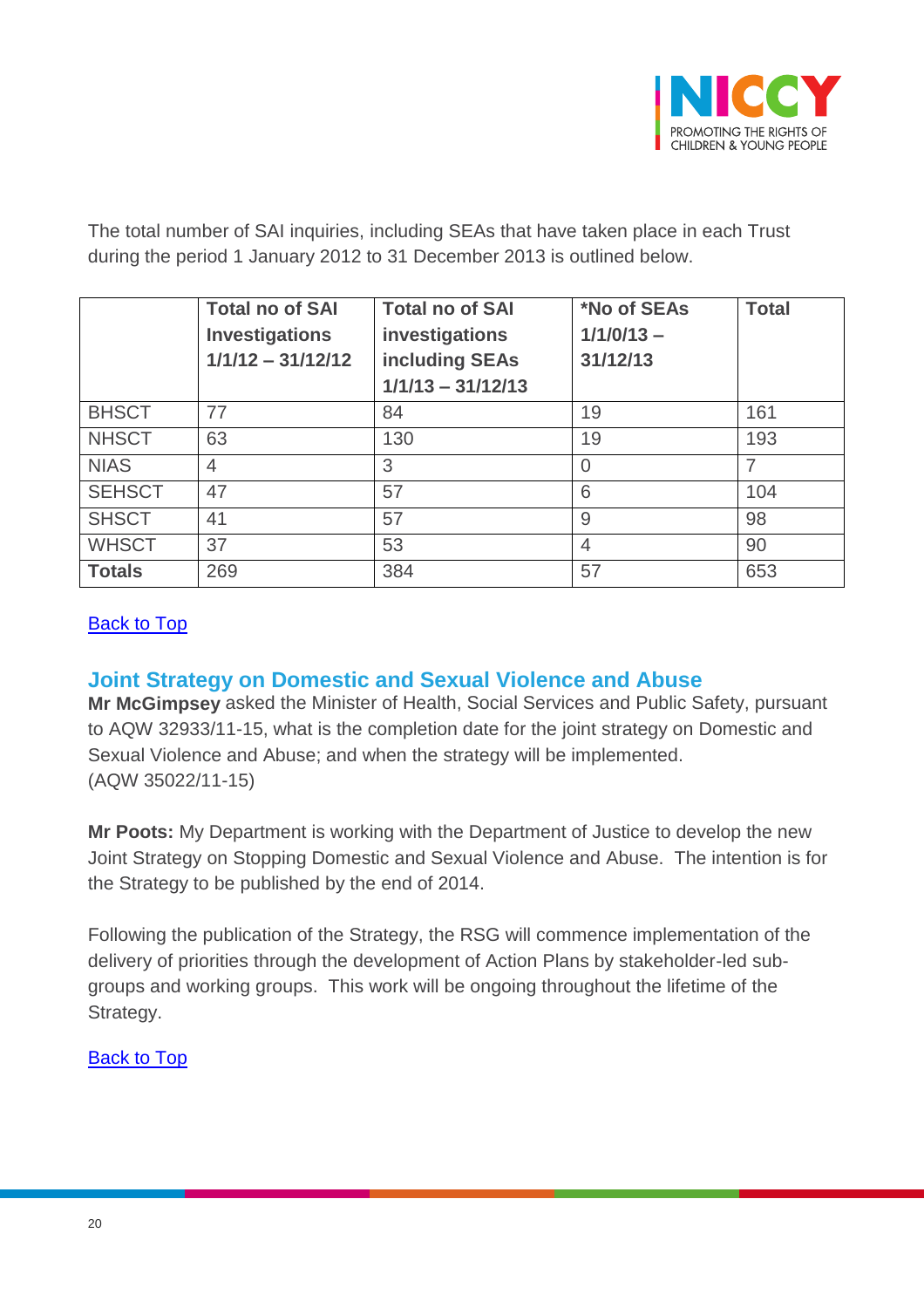The total number of SAI inquiries, including SEAs that have taken place in each Trust during the period 1 January 2012 to 31 December 2013 is outlined below.

| | **Total no of SAI Investigations 1/1/12 – 31/12/12** | **Total no of SAI investigations including SEAs 1/1/13 – 31/12/13** | **\*No of SEAs 1/1/0/13 – 31/12/13** | **Total** |
|---|---|---|---|---|
| BHSCT | 77 | 84 | 19 | 161 |
| NHSCT | 63 | 130 | 19 | 193 |
| NIAS | 4 | 3 | 0 | 7 |
| SEHSCT | 47 | 57 | 6 | 104 |
| SHSCT | 41 | 57 | 9 | 98 |
| WHSCT | 37 | 53 | 4 | 90 |
| **Totals** | 269 | 384 | 57 | 653 |

Back to Top

## Joint Strategy on Domestic and Sexual Violence and Abuse

**Mr McGimpsey** asked the Minister of Health, Social Services and Public Safety, pursuant to AQW 32933/11-15, what is the completion date for the joint strategy on Domestic and Sexual Violence and Abuse; and when the strategy will be implemented.
(AQW 35022/11-15)

**Mr Poots:** My Department is working with the Department of Justice to develop the new Joint Strategy on Stopping Domestic and Sexual Violence and Abuse. The intention is for the Strategy to be published by the end of 2014.

Following the publication of the Strategy, the RSG will commence implementation of the delivery of priorities through the development of Action Plans by stakeholder-led sub-groups and working groups. This work will be ongoing throughout the lifetime of the Strategy.

Back to Top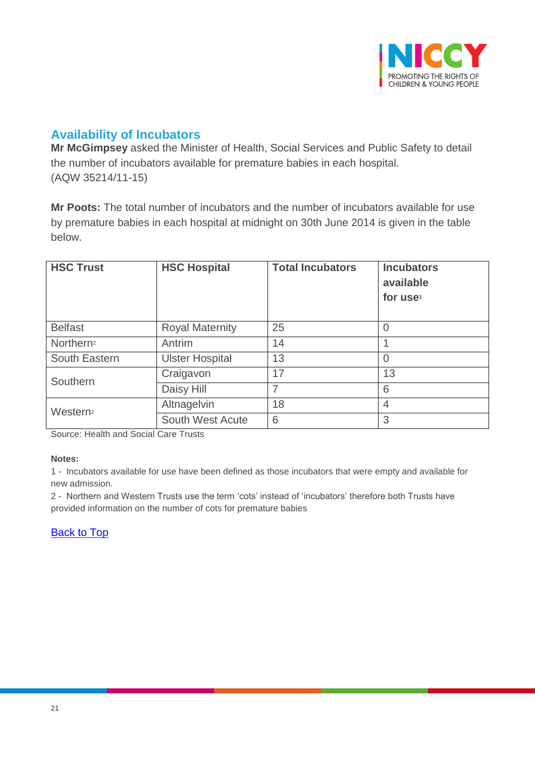## Availability of Incubators

**Mr McGimpsey** asked the Minister of Health, Social Services and Public Safety to detail the number of incubators available for premature babies in each hospital.
(AQW 35214/11-15)

**Mr Poots:** The total number of incubators and the number of incubators available for use by premature babies in each hospital at midnight on 30th June 2014 is given in the table below.

| HSC Trust | HSC Hospital | Total Incubators | Incubators available for use[1] |
|---|---|---|---|
| Belfast | Royal Maternity | 25 | 0 |
| Northern[2] | Antrim | 14 | 1 |
| South Eastern | Ulster Hospital | 13 | 0 |
| Southern | Craigavon | 17 | 13 |
| | Daisy Hill | 7 | 6 |
| Western[2] | Altnagelvin | 18 | 4 |
| | South West Acute | 6 | 3 |

Source: Health and Social Care Trusts

**Notes:**

1 - Incubators available for use have been defined as those incubators that were empty and available for new admission.

2 - Northern and Western Trusts use the term 'cots' instead of 'incubators' therefore both Trusts have provided information on the number of cots for premature babies

Back to Top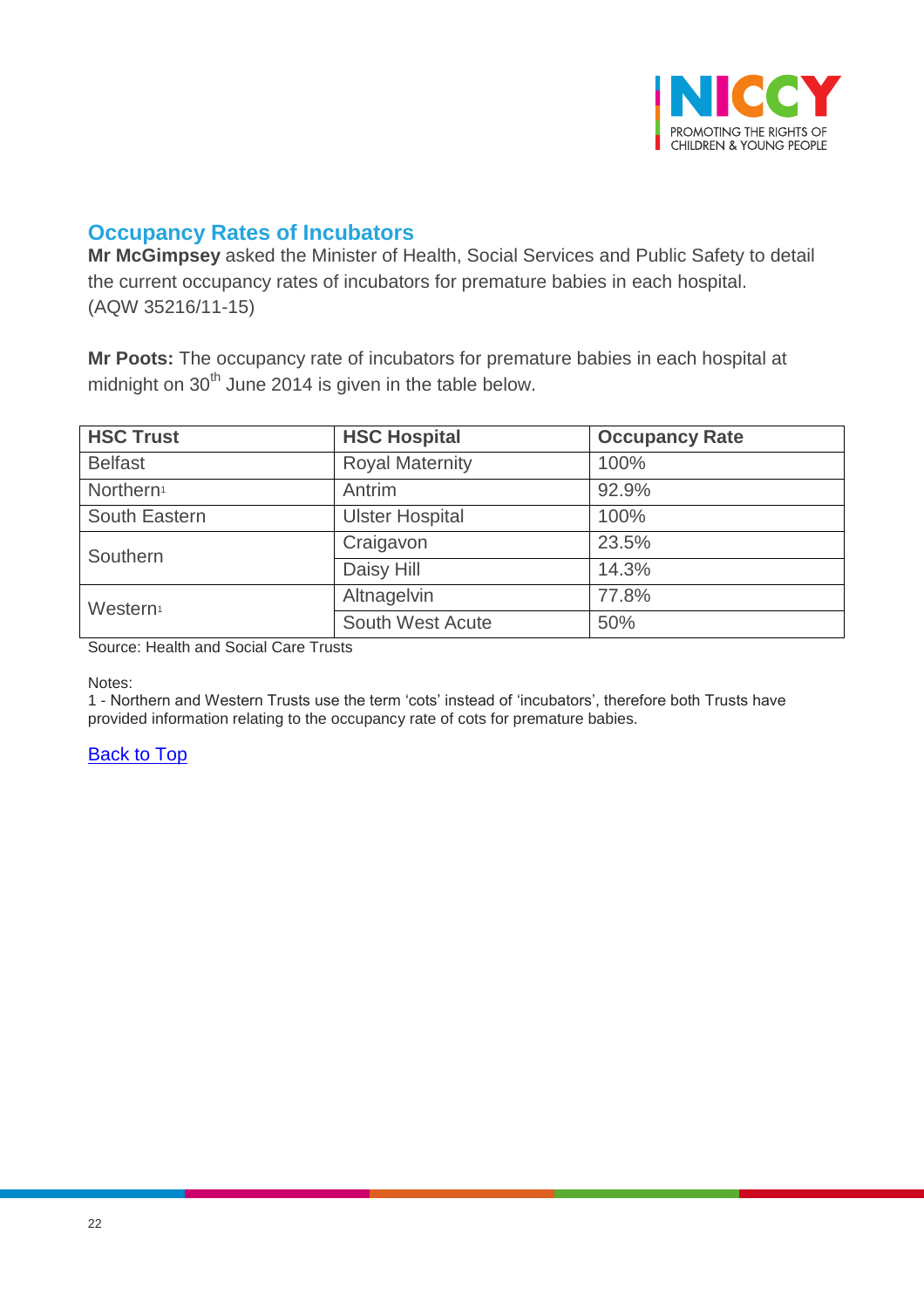## Occupancy Rates of Incubators

**Mr McGimpsey** asked the Minister of Health, Social Services and Public Safety to detail the current occupancy rates of incubators for premature babies in each hospital. (AQW 35216/11-15)

**Mr Poots:** The occupancy rate of incubators for premature babies in each hospital at midnight on 30th June 2014 is given in the table below.

| HSC Trust | HSC Hospital | Occupancy Rate |
|---|---|---|
| Belfast | Royal Maternity | 100% |
| Northern[1] | Antrim | 92.9% |
| South Eastern | Ulster Hospital | 100% |
| Southern | Craigavon | 23.5% |
| | Daisy Hill | 14.3% |
| Western[1] | Altnagelvin | 77.8% |
| | South West Acute | 50% |

Source: Health and Social Care Trusts

Notes:
1 - Northern and Western Trusts use the term 'cots' instead of 'incubators', therefore both Trusts have provided information relating to the occupancy rate of cots for premature babies.

Back to Top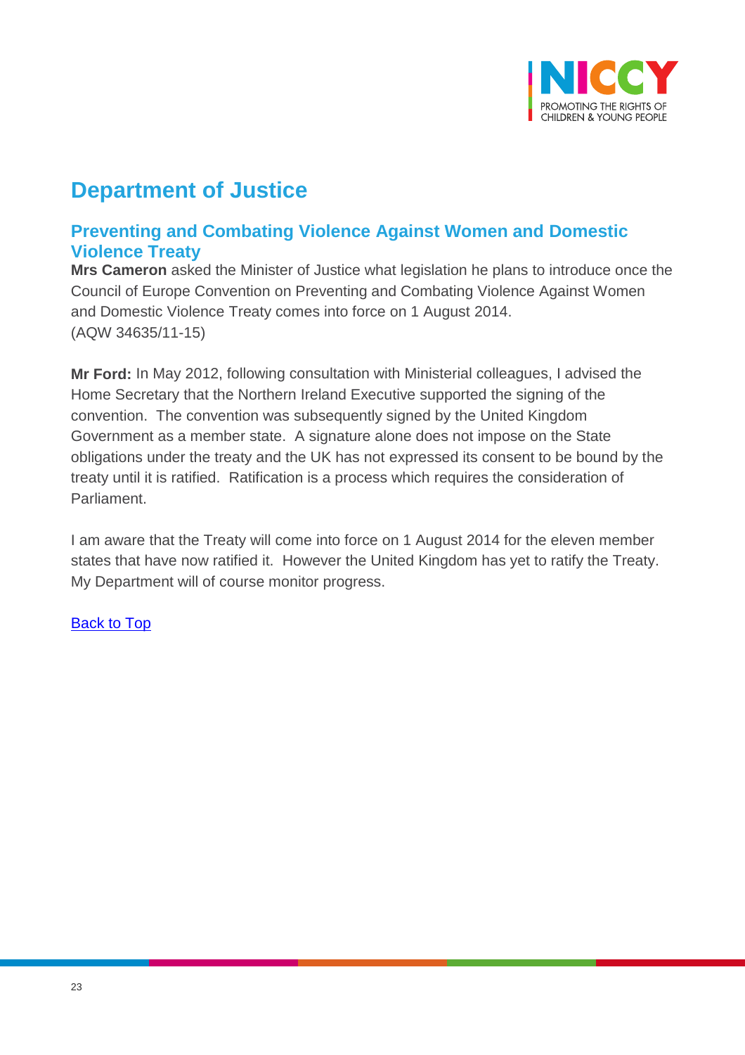# Department of Justice

## Preventing and Combating Violence Against Women and Domestic Violence Treaty

**Mrs Cameron** asked the Minister of Justice what legislation he plans to introduce once the Council of Europe Convention on Preventing and Combating Violence Against Women and Domestic Violence Treaty comes into force on 1 August 2014.
(AQW 34635/11-15)

**Mr Ford:** In May 2012, following consultation with Ministerial colleagues, I advised the Home Secretary that the Northern Ireland Executive supported the signing of the convention. The convention was subsequently signed by the United Kingdom Government as a member state. A signature alone does not impose on the State obligations under the treaty and the UK has not expressed its consent to be bound by the treaty until it is ratified. Ratification is a process which requires the consideration of Parliament.

I am aware that the Treaty will come into force on 1 August 2014 for the eleven member states that have now ratified it. However the United Kingdom has yet to ratify the Treaty. My Department will of course monitor progress.

Back to Top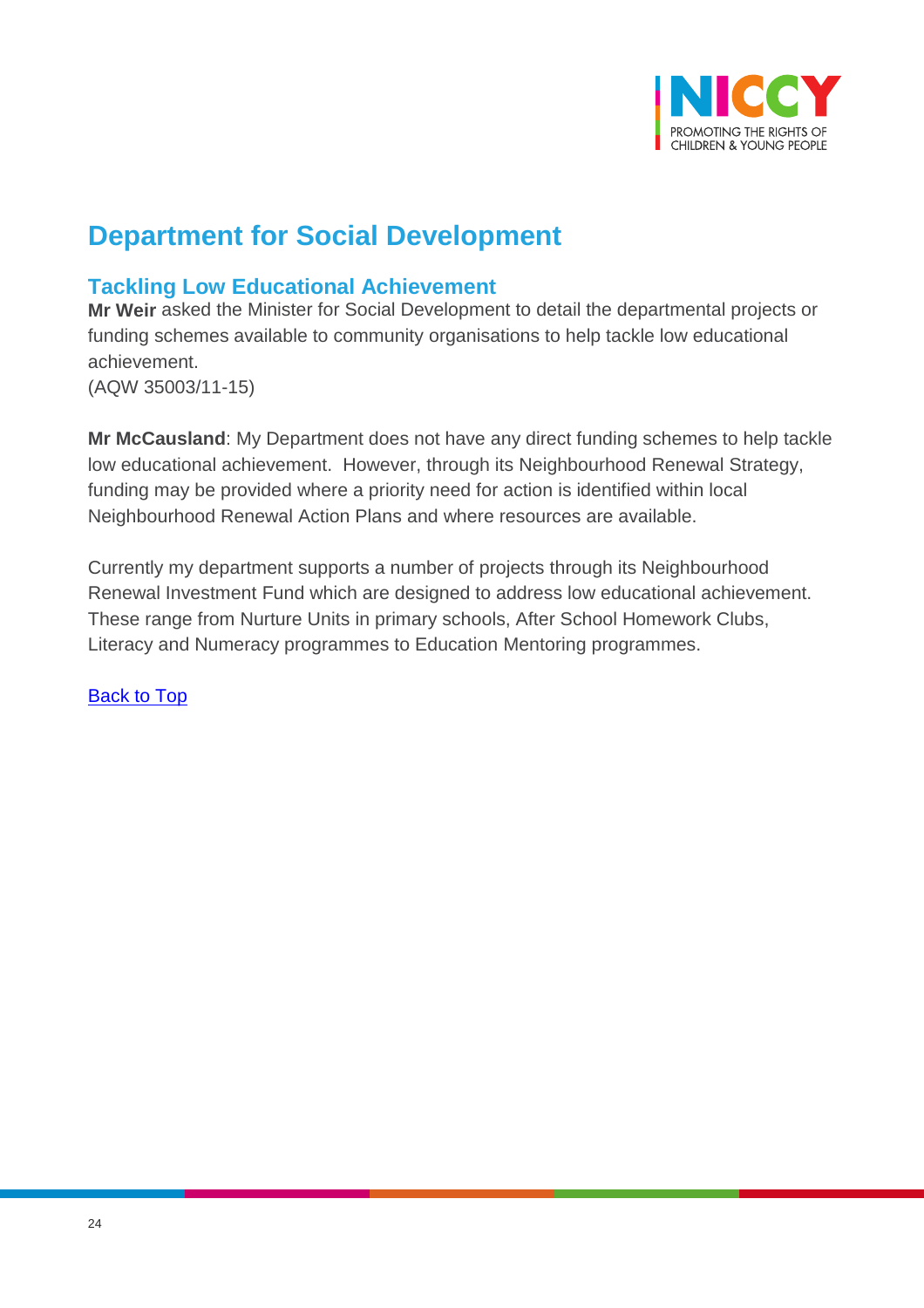## Department for Social Development

### Tackling Low Educational Achievement

**Mr Weir** asked the Minister for Social Development to detail the departmental projects or funding schemes available to community organisations to help tackle low educational achievement.
(AQW 35003/11-15)

**Mr McCausland**: My Department does not have any direct funding schemes to help tackle low educational achievement. However, through its Neighbourhood Renewal Strategy, funding may be provided where a priority need for action is identified within local Neighbourhood Renewal Action Plans and where resources are available.

Currently my department supports a number of projects through its Neighbourhood Renewal Investment Fund which are designed to address low educational achievement. These range from Nurture Units in primary schools, After School Homework Clubs, Literacy and Numeracy programmes to Education Mentoring programmes.

Back to Top